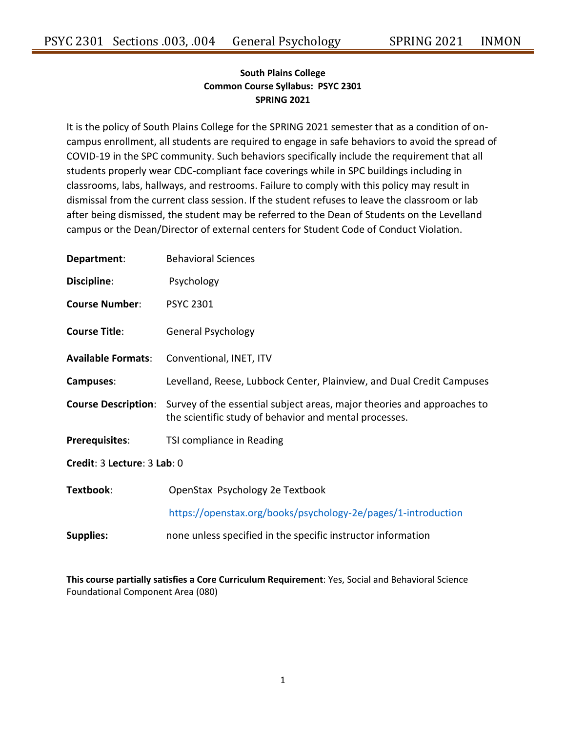**South Plains College**
**Common Course Syllabus: PSYC 2301**
**SPRING 2021**

It is the policy of South Plains College for the SPRING 2021 semester that as a condition of on-campus enrollment, all students are required to engage in safe behaviors to avoid the spread of COVID-19 in the SPC community. Such behaviors specifically include the requirement that all students properly wear CDC-compliant face coverings while in SPC buildings including in classrooms, labs, hallways, and restrooms. Failure to comply with this policy may result in dismissal from the current class session. If the student refuses to leave the classroom or lab after being dismissed, the student may be referred to the Dean of Students on the Levelland campus or the Dean/Director of external centers for Student Code of Conduct Violation.

**Department**: Behavioral Sciences

**Discipline**: Psychology

**Course Number**: PSYC 2301

**Course Title**: General Psychology

**Available Formats**: Conventional, INET, ITV

**Campuses**: Levelland, Reese, Lubbock Center, Plainview, and Dual Credit Campuses

**Course Description**: Survey of the essential subject areas, major theories and approaches to the scientific study of behavior and mental processes.

**Prerequisites**: TSI compliance in Reading

**Credit**: 3 **Lecture**: 3 **Lab**: 0

**Textbook**: OpenStax Psychology 2e Textbook

https://openstax.org/books/psychology-2e/pages/1-introduction

**Supplies:** none unless specified in the specific instructor information

**This course partially satisfies a Core Curriculum Requirement**: Yes, Social and Behavioral Science Foundational Component Area (080)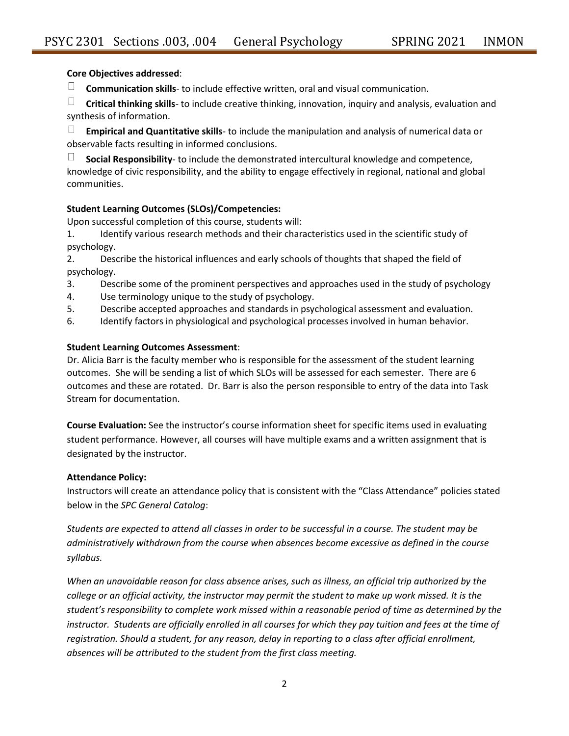**Core Objectives addressed**:

- **Communication skills**- to include effective written, oral and visual communication.
- **Critical thinking skills**- to include creative thinking, innovation, inquiry and analysis, evaluation and synthesis of information.
- **Empirical and Quantitative skills**- to include the manipulation and analysis of numerical data or observable facts resulting in informed conclusions.
- **Social Responsibility**- to include the demonstrated intercultural knowledge and competence, knowledge of civic responsibility, and the ability to engage effectively in regional, national and global communities.

**Student Learning Outcomes (SLOs)/Competencies:**

Upon successful completion of this course, students will:

1. Identify various research methods and their characteristics used in the scientific study of psychology.
2. Describe the historical influences and early schools of thoughts that shaped the field of psychology.
3. Describe some of the prominent perspectives and approaches used in the study of psychology
4. Use terminology unique to the study of psychology.
5. Describe accepted approaches and standards in psychological assessment and evaluation.
6. Identify factors in physiological and psychological processes involved in human behavior.

**Student Learning Outcomes Assessment**:

Dr. Alicia Barr is the faculty member who is responsible for the assessment of the student learning outcomes. She will be sending a list of which SLOs will be assessed for each semester. There are 6 outcomes and these are rotated. Dr. Barr is also the person responsible to entry of the data into Task Stream for documentation.

**Course Evaluation:** See the instructor's course information sheet for specific items used in evaluating student performance. However, all courses will have multiple exams and a written assignment that is designated by the instructor.

**Attendance Policy:**

Instructors will create an attendance policy that is consistent with the "Class Attendance" policies stated below in the *SPC General Catalog*:

*Students are expected to attend all classes in order to be successful in a course. The student may be administratively withdrawn from the course when absences become excessive as defined in the course syllabus.*

*When an unavoidable reason for class absence arises, such as illness, an official trip authorized by the college or an official activity, the instructor may permit the student to make up work missed. It is the student's responsibility to complete work missed within a reasonable period of time as determined by the instructor. Students are officially enrolled in all courses for which they pay tuition and fees at the time of registration. Should a student, for any reason, delay in reporting to a class after official enrollment, absences will be attributed to the student from the first class meeting.*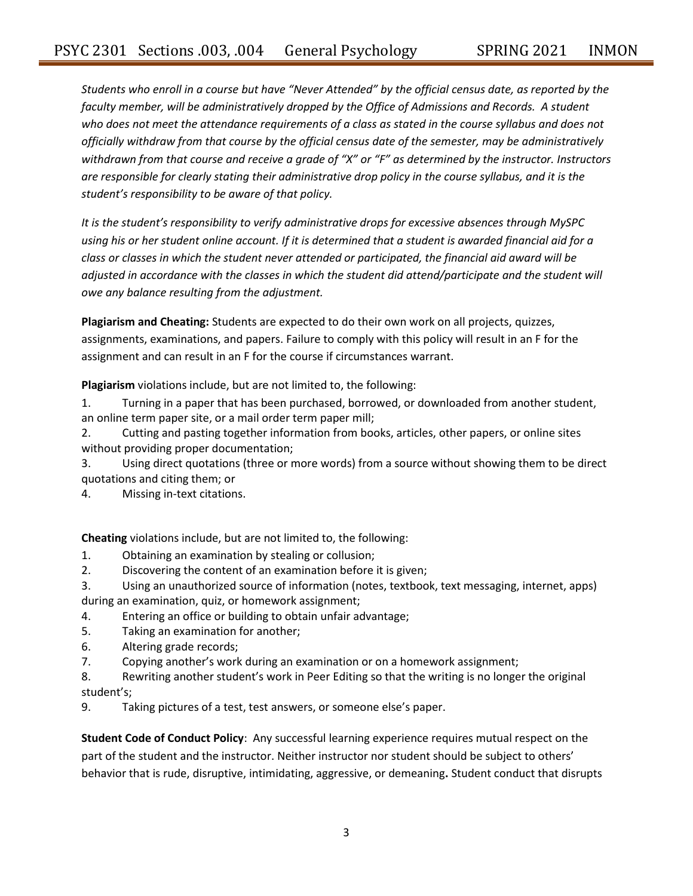*Students who enroll in a course but have "Never Attended" by the official census date, as reported by the faculty member, will be administratively dropped by the Office of Admissions and Records. A student who does not meet the attendance requirements of a class as stated in the course syllabus and does not officially withdraw from that course by the official census date of the semester, may be administratively withdrawn from that course and receive a grade of "X" or "F" as determined by the instructor. Instructors are responsible for clearly stating their administrative drop policy in the course syllabus, and it is the student's responsibility to be aware of that policy.*

*It is the student's responsibility to verify administrative drops for excessive absences through MySPC using his or her student online account. If it is determined that a student is awarded financial aid for a class or classes in which the student never attended or participated, the financial aid award will be adjusted in accordance with the classes in which the student did attend/participate and the student will owe any balance resulting from the adjustment.*

**Plagiarism and Cheating:** Students are expected to do their own work on all projects, quizzes, assignments, examinations, and papers. Failure to comply with this policy will result in an F for the assignment and can result in an F for the course if circumstances warrant.

**Plagiarism** violations include, but are not limited to, the following:

1. Turning in a paper that has been purchased, borrowed, or downloaded from another student, an online term paper site, or a mail order term paper mill;
2. Cutting and pasting together information from books, articles, other papers, or online sites without providing proper documentation;
3. Using direct quotations (three or more words) from a source without showing them to be direct quotations and citing them; or
4. Missing in-text citations.

**Cheating** violations include, but are not limited to, the following:

1. Obtaining an examination by stealing or collusion;
2. Discovering the content of an examination before it is given;
3. Using an unauthorized source of information (notes, textbook, text messaging, internet, apps) during an examination, quiz, or homework assignment;
4. Entering an office or building to obtain unfair advantage;
5. Taking an examination for another;
6. Altering grade records;
7. Copying another's work during an examination or on a homework assignment;
8. Rewriting another student's work in Peer Editing so that the writing is no longer the original student's;
9. Taking pictures of a test, test answers, or someone else's paper.

**Student Code of Conduct Policy**: Any successful learning experience requires mutual respect on the part of the student and the instructor. Neither instructor nor student should be subject to others' behavior that is rude, disruptive, intimidating, aggressive, or demeaning**.** Student conduct that disrupts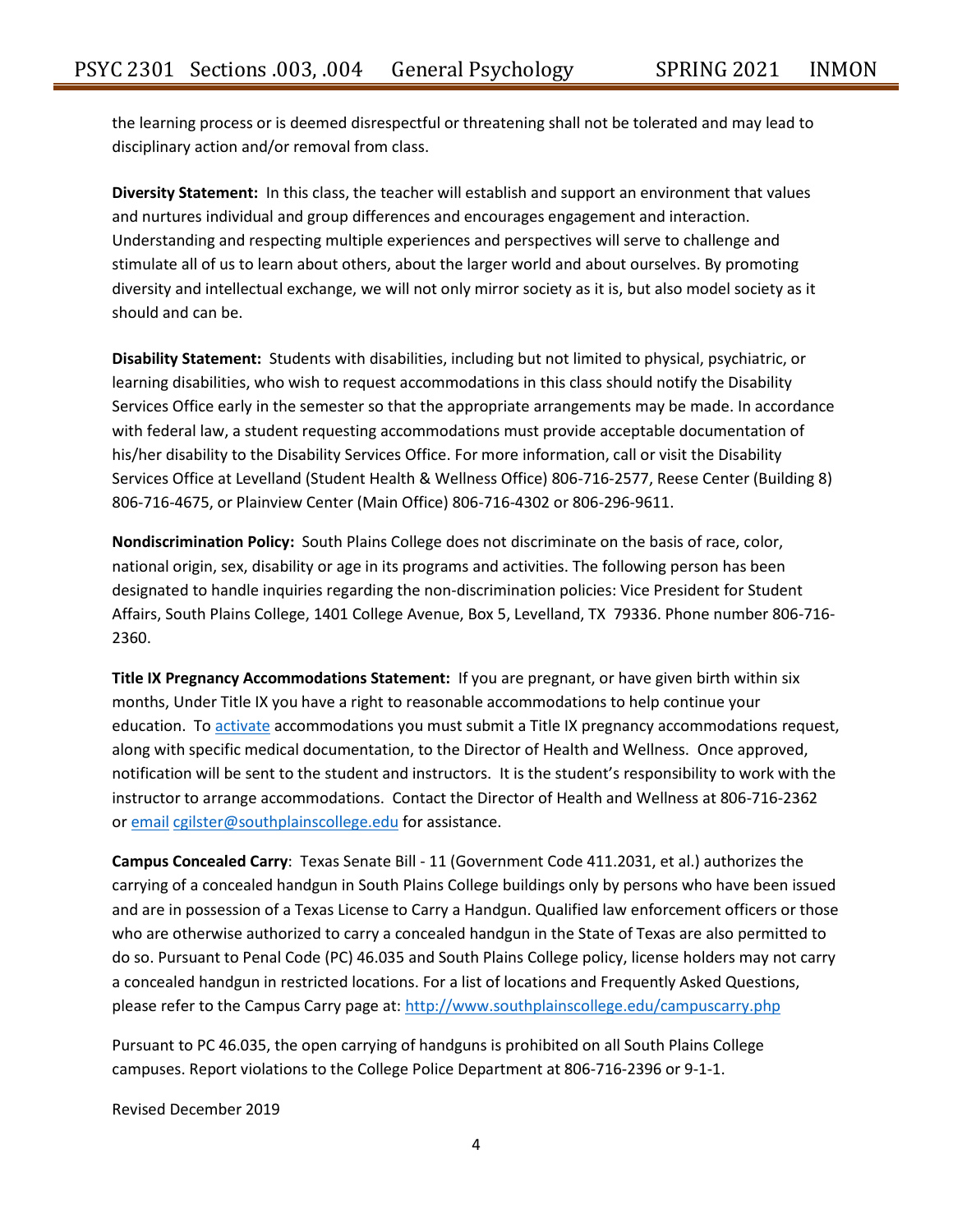the learning process or is deemed disrespectful or threatening shall not be tolerated and may lead to disciplinary action and/or removal from class.

**Diversity Statement:** In this class, the teacher will establish and support an environment that values and nurtures individual and group differences and encourages engagement and interaction. Understanding and respecting multiple experiences and perspectives will serve to challenge and stimulate all of us to learn about others, about the larger world and about ourselves. By promoting diversity and intellectual exchange, we will not only mirror society as it is, but also model society as it should and can be.

**Disability Statement:** Students with disabilities, including but not limited to physical, psychiatric, or learning disabilities, who wish to request accommodations in this class should notify the Disability Services Office early in the semester so that the appropriate arrangements may be made. In accordance with federal law, a student requesting accommodations must provide acceptable documentation of his/her disability to the Disability Services Office. For more information, call or visit the Disability Services Office at Levelland (Student Health & Wellness Office) 806-716-2577, Reese Center (Building 8) 806-716-4675, or Plainview Center (Main Office) 806-716-4302 or 806-296-9611.

**Nondiscrimination Policy:** South Plains College does not discriminate on the basis of race, color, national origin, sex, disability or age in its programs and activities. The following person has been designated to handle inquiries regarding the non-discrimination policies: Vice President for Student Affairs, South Plains College, 1401 College Avenue, Box 5, Levelland, TX 79336. Phone number 806-716-2360.

**Title IX Pregnancy Accommodations Statement:** If you are pregnant, or have given birth within six months, Under Title IX you have a right to reasonable accommodations to help continue your education. To activate accommodations you must submit a Title IX pregnancy accommodations request, along with specific medical documentation, to the Director of Health and Wellness. Once approved, notification will be sent to the student and instructors. It is the student's responsibility to work with the instructor to arrange accommodations. Contact the Director of Health and Wellness at 806-716-2362 or email cgilster@southplainscollege.edu for assistance.

**Campus Concealed Carry**: Texas Senate Bill - 11 (Government Code 411.2031, et al.) authorizes the carrying of a concealed handgun in South Plains College buildings only by persons who have been issued and are in possession of a Texas License to Carry a Handgun. Qualified law enforcement officers or those who are otherwise authorized to carry a concealed handgun in the State of Texas are also permitted to do so. Pursuant to Penal Code (PC) 46.035 and South Plains College policy, license holders may not carry a concealed handgun in restricted locations. For a list of locations and Frequently Asked Questions, please refer to the Campus Carry page at: http://www.southplainscollege.edu/campuscarry.php

Pursuant to PC 46.035, the open carrying of handguns is prohibited on all South Plains College campuses. Report violations to the College Police Department at 806-716-2396 or 9-1-1.

Revised December 2019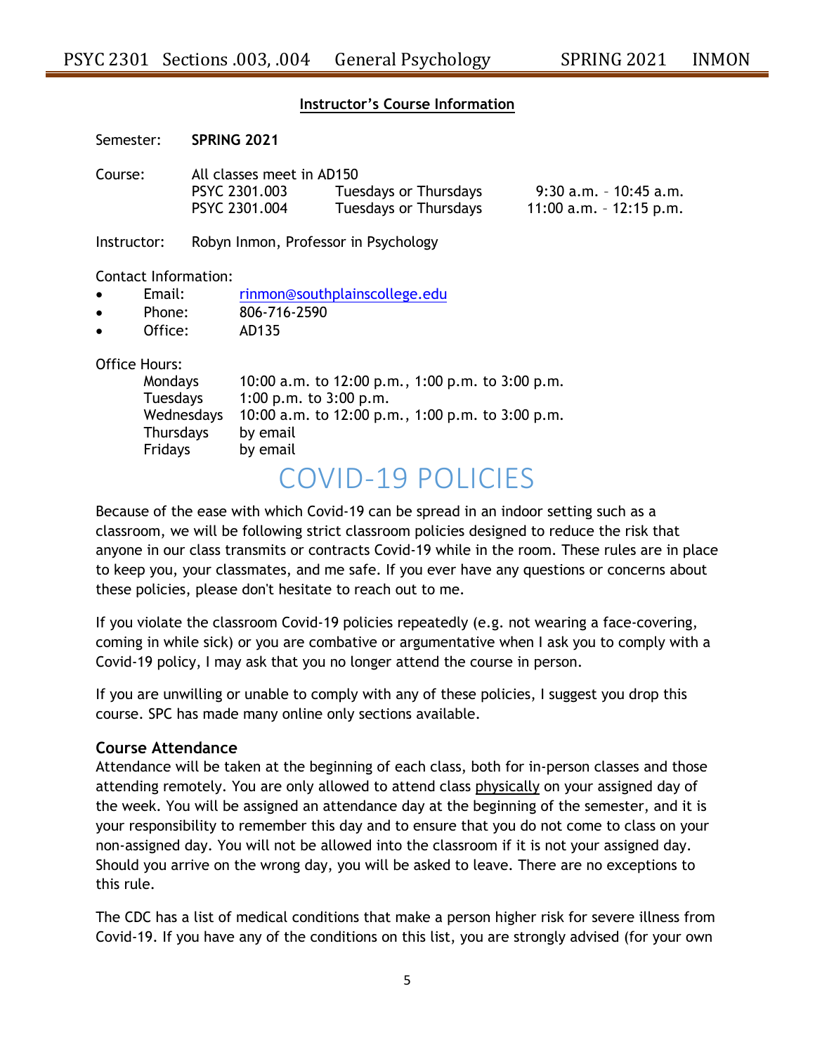## Instructor's Course Information

Semester: **SPRING 2021**

Course: All classes meet in AD150

| | | |
|---|---|---|
| PSYC 2301.003 | Tuesdays or Thursdays | 9:30 a.m. – 10:45 a.m. |
| PSYC 2301.004 | Tuesdays or Thursdays | 11:00 a.m. – 12:15 p.m. |

Instructor: Robyn Inmon, Professor in Psychology

Contact Information:

- Email: rinmon@southplainscollege.edu
- Phone: 806-716-2590
- Office: AD135

Office Hours:

| | |
|---|---|
| Mondays | 10:00 a.m. to 12:00 p.m., 1:00 p.m. to 3:00 p.m. |
| Tuesdays | 1:00 p.m. to 3:00 p.m. |
| Wednesdays | 10:00 a.m. to 12:00 p.m., 1:00 p.m. to 3:00 p.m. |
| Thursdays | by email |
| Fridays | by email |

# COVID-19 POLICIES

Because of the ease with which Covid-19 can be spread in an indoor setting such as a classroom, we will be following strict classroom policies designed to reduce the risk that anyone in our class transmits or contracts Covid-19 while in the room. These rules are in place to keep you, your classmates, and me safe. If you ever have any questions or concerns about these policies, please don't hesitate to reach out to me.

If you violate the classroom Covid-19 policies repeatedly (e.g. not wearing a face-covering, coming in while sick) or you are combative or argumentative when I ask you to comply with a Covid-19 policy, I may ask that you no longer attend the course in person.

If you are unwilling or unable to comply with any of these policies, I suggest you drop this course. SPC has made many online only sections available.

### Course Attendance

Attendance will be taken at the beginning of each class, both for in-person classes and those attending remotely. You are only allowed to attend class physically on your assigned day of the week. You will be assigned an attendance day at the beginning of the semester, and it is your responsibility to remember this day and to ensure that you do not come to class on your non-assigned day. You will not be allowed into the classroom if it is not your assigned day. Should you arrive on the wrong day, you will be asked to leave. There are no exceptions to this rule.

The CDC has a list of medical conditions that make a person higher risk for severe illness from Covid-19. If you have any of the conditions on this list, you are strongly advised (for your own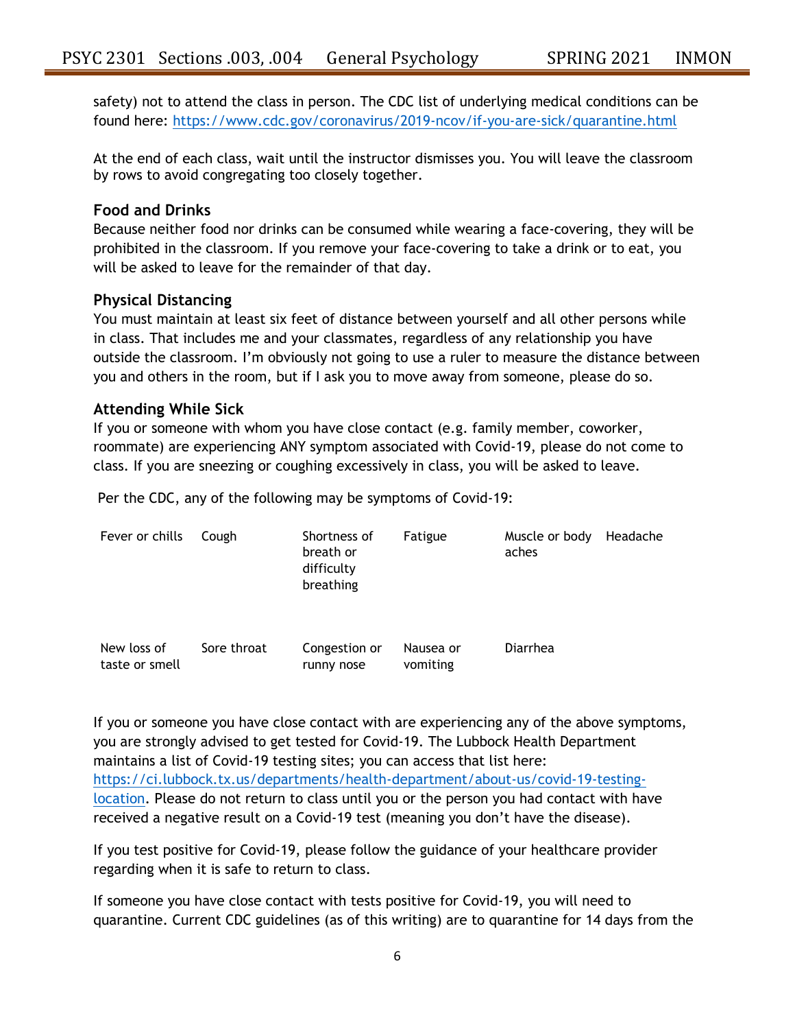safety) not to attend the class in person. The CDC list of underlying medical conditions can be found here: [https://www.cdc.gov/coronavirus/2019-ncov/if-you-are-sick/quarantine.html](https://www.cdc.gov/coronavirus/2019-ncov/if-you-are-sick/quarantine.html)

At the end of each class, wait until the instructor dismisses you. You will leave the classroom by rows to avoid congregating too closely together.

### Food and Drinks

Because neither food nor drinks can be consumed while wearing a face-covering, they will be prohibited in the classroom. If you remove your face-covering to take a drink or to eat, you will be asked to leave for the remainder of that day.

### Physical Distancing

You must maintain at least six feet of distance between yourself and all other persons while in class. That includes me and your classmates, regardless of any relationship you have outside the classroom. I'm obviously not going to use a ruler to measure the distance between you and others in the room, but if I ask you to move away from someone, please do so.

### Attending While Sick

If you or someone with whom you have close contact (e.g. family member, coworker, roommate) are experiencing ANY symptom associated with Covid-19, please do not come to class. If you are sneezing or coughing excessively in class, you will be asked to leave.

Per the CDC, any of the following may be symptoms of Covid-19:

| | | | | | |
|---|---|---|---|---|---|
| Fever or chills | Cough | Shortness of breath or difficulty breathing | Fatigue | Muscle or body aches | Headache |
| New loss of taste or smell | Sore throat | Congestion or runny nose | Nausea or vomiting | Diarrhea | |

If you or someone you have close contact with are experiencing any of the above symptoms, you are strongly advised to get tested for Covid-19. The Lubbock Health Department maintains a list of Covid-19 testing sites; you can access that list here: [https://ci.lubbock.tx.us/departments/health-department/about-us/covid-19-testing-location](https://ci.lubbock.tx.us/departments/health-department/about-us/covid-19-testing-location). Please do not return to class until you or the person you had contact with have received a negative result on a Covid-19 test (meaning you don't have the disease).

If you test positive for Covid-19, please follow the guidance of your healthcare provider regarding when it is safe to return to class.

If someone you have close contact with tests positive for Covid-19, you will need to quarantine. Current CDC guidelines (as of this writing) are to quarantine for 14 days from the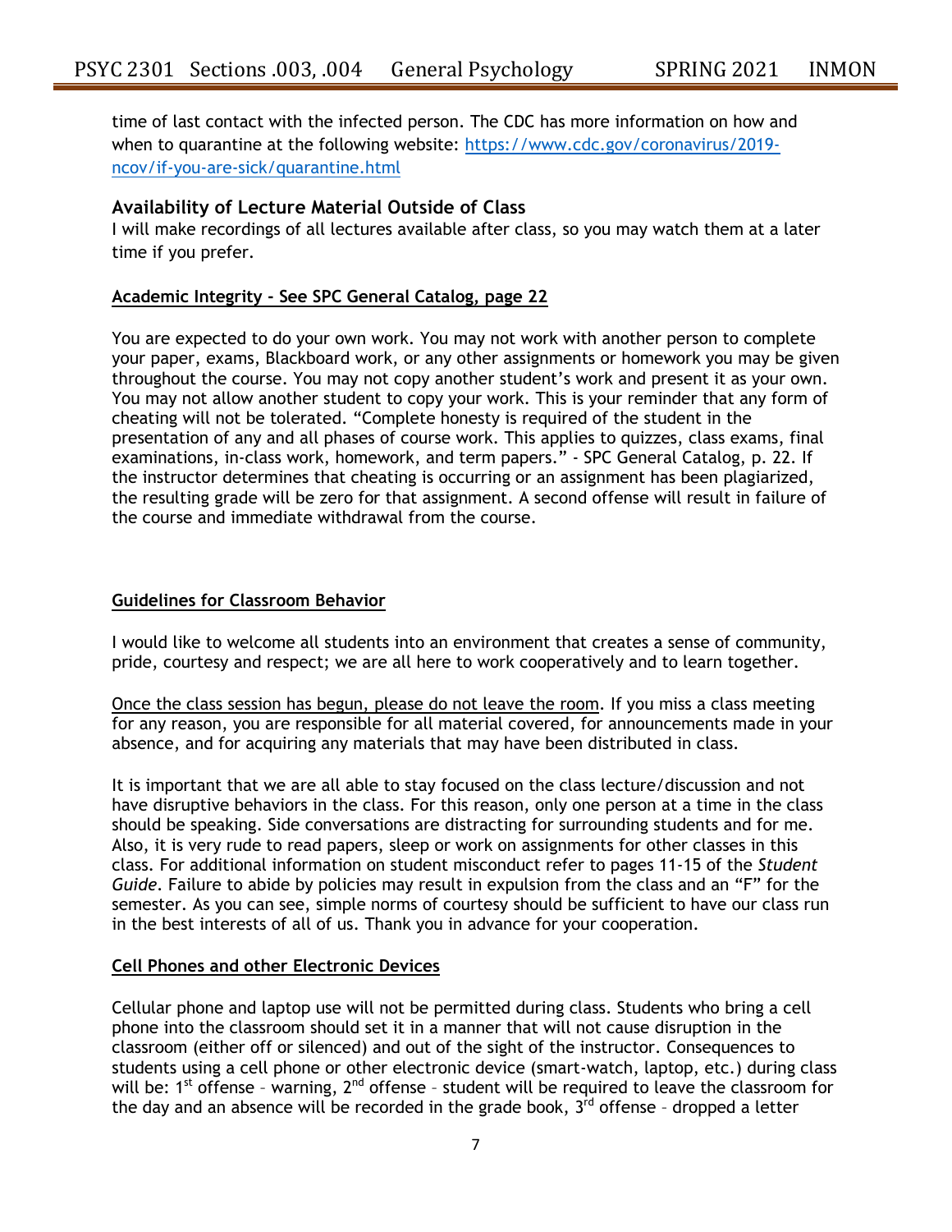time of last contact with the infected person. The CDC has more information on how and when to quarantine at the following website: [https://www.cdc.gov/coronavirus/2019-ncov/if-you-are-sick/quarantine.html](https://www.cdc.gov/coronavirus/2019-ncov/if-you-are-sick/quarantine.html)

### Availability of Lecture Material Outside of Class

I will make recordings of all lectures available after class, so you may watch them at a later time if you prefer.

### Academic Integrity - See SPC General Catalog, page 22

You are expected to do your own work. You may not work with another person to complete your paper, exams, Blackboard work, or any other assignments or homework you may be given throughout the course. You may not copy another student's work and present it as your own. You may not allow another student to copy your work. This is your reminder that any form of cheating will not be tolerated. "Complete honesty is required of the student in the presentation of any and all phases of course work. This applies to quizzes, class exams, final examinations, in-class work, homework, and term papers." - SPC General Catalog, p. 22. If the instructor determines that cheating is occurring or an assignment has been plagiarized, the resulting grade will be zero for that assignment. A second offense will result in failure of the course and immediate withdrawal from the course.

### Guidelines for Classroom Behavior

I would like to welcome all students into an environment that creates a sense of community, pride, courtesy and respect; we are all here to work cooperatively and to learn together.

Once the class session has begun, please do not leave the room. If you miss a class meeting for any reason, you are responsible for all material covered, for announcements made in your absence, and for acquiring any materials that may have been distributed in class.

It is important that we are all able to stay focused on the class lecture/discussion and not have disruptive behaviors in the class. For this reason, only one person at a time in the class should be speaking. Side conversations are distracting for surrounding students and for me. Also, it is very rude to read papers, sleep or work on assignments for other classes in this class. For additional information on student misconduct refer to pages 11-15 of the *Student Guide*. Failure to abide by policies may result in expulsion from the class and an "F" for the semester. As you can see, simple norms of courtesy should be sufficient to have our class run in the best interests of all of us. Thank you in advance for your cooperation.

### Cell Phones and other Electronic Devices

Cellular phone and laptop use will not be permitted during class. Students who bring a cell phone into the classroom should set it in a manner that will not cause disruption in the classroom (either off or silenced) and out of the sight of the instructor. Consequences to students using a cell phone or other electronic device (smart-watch, laptop, etc.) during class will be: 1st offense – warning, 2nd offense – student will be required to leave the classroom for the day and an absence will be recorded in the grade book, 3rd offense – dropped a letter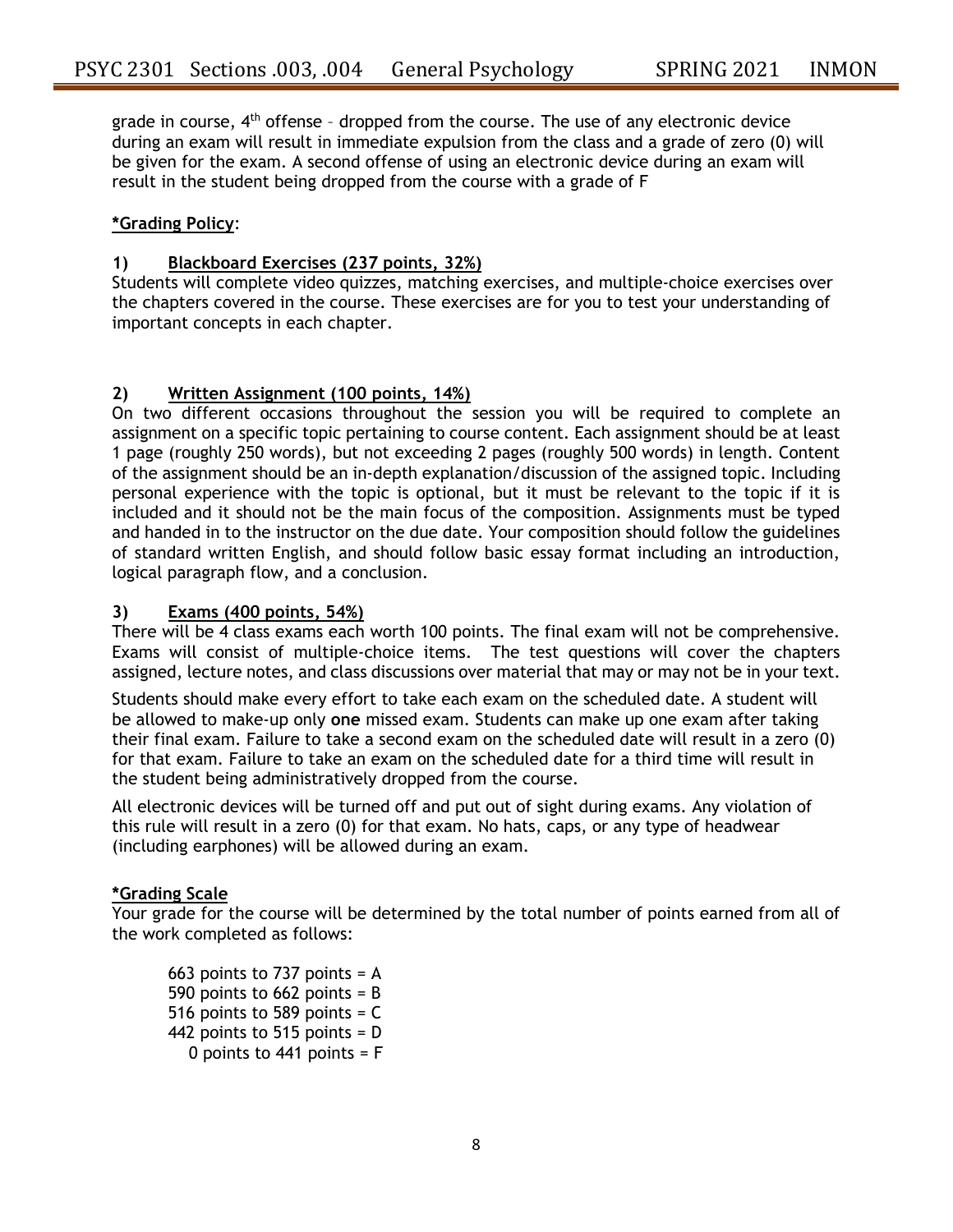grade in course, 4th offense – dropped from the course. The use of any electronic device during an exam will result in immediate expulsion from the class and a grade of zero (0) will be given for the exam. A second offense of using an electronic device during an exam will result in the student being dropped from the course with a grade of F

**<u>*Grading Policy</u>**:

**1) <u>Blackboard Exercises (237 points, 32%)</u>**

Students will complete video quizzes, matching exercises, and multiple-choice exercises over the chapters covered in the course. These exercises are for you to test your understanding of important concepts in each chapter.

**2) <u>Written Assignment (100 points, 14%)</u>**

On two different occasions throughout the session you will be required to complete an assignment on a specific topic pertaining to course content. Each assignment should be at least 1 page (roughly 250 words), but not exceeding 2 pages (roughly 500 words) in length. Content of the assignment should be an in-depth explanation/discussion of the assigned topic. Including personal experience with the topic is optional, but it must be relevant to the topic if it is included and it should not be the main focus of the composition. Assignments must be typed and handed in to the instructor on the due date. Your composition should follow the guidelines of standard written English, and should follow basic essay format including an introduction, logical paragraph flow, and a conclusion.

**3) <u>Exams (400 points, 54%)</u>**

There will be 4 class exams each worth 100 points. The final exam will not be comprehensive. Exams will consist of multiple-choice items. The test questions will cover the chapters assigned, lecture notes, and class discussions over material that may or may not be in your text.

Students should make every effort to take each exam on the scheduled date. A student will be allowed to make-up only **one** missed exam. Students can make up one exam after taking their final exam. Failure to take a second exam on the scheduled date will result in a zero (0) for that exam. Failure to take an exam on the scheduled date for a third time will result in the student being administratively dropped from the course.

All electronic devices will be turned off and put out of sight during exams. Any violation of this rule will result in a zero (0) for that exam. No hats, caps, or any type of headwear (including earphones) will be allowed during an exam.

**<u>*Grading Scale</u>**

Your grade for the course will be determined by the total number of points earned from all of the work completed as follows:

663 points to 737 points = A
590 points to 662 points = B
516 points to 589 points = C
442 points to 515 points = D
0 points to 441 points = F